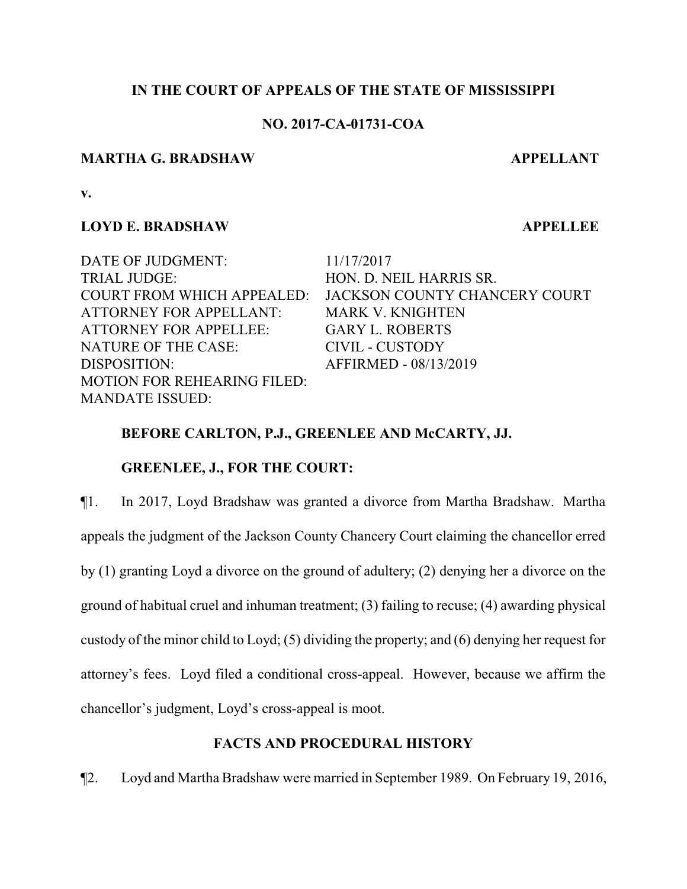# IN THE COURT OF APPEALS OF THE STATE OF MISSISSIPPI

## NO. 2017-CA-01731-COA

**MARTHA G. BRADSHAW** **APPELLANT**

**v.**

**LOYD E. BRADSHAW** **APPELLEE**

DATE OF JUDGMENT: 11/17/2017
TRIAL JUDGE: HON. D. NEIL HARRIS SR.
COURT FROM WHICH APPEALED: JACKSON COUNTY CHANCERY COURT
ATTORNEY FOR APPELLANT: MARK V. KNIGHTEN
ATTORNEY FOR APPELLEE: GARY L. ROBERTS
NATURE OF THE CASE: CIVIL - CUSTODY
DISPOSITION: AFFIRMED - 08/13/2019
MOTION FOR REHEARING FILED:
MANDATE ISSUED:

**BEFORE CARLTON, P.J., GREENLEE AND McCARTY, JJ.**

**GREENLEE, J., FOR THE COURT:**

¶1. In 2017, Loyd Bradshaw was granted a divorce from Martha Bradshaw. Martha appeals the judgment of the Jackson County Chancery Court claiming the chancellor erred by (1) granting Loyd a divorce on the ground of adultery; (2) denying her a divorce on the ground of habitual cruel and inhuman treatment; (3) failing to recuse; (4) awarding physical custody of the minor child to Loyd; (5) dividing the property; and (6) denying her request for attorney's fees. Loyd filed a conditional cross-appeal. However, because we affirm the chancellor's judgment, Loyd's cross-appeal is moot.

## FACTS AND PROCEDURAL HISTORY

¶2. Loyd and Martha Bradshaw were married in September 1989. On February 19, 2016,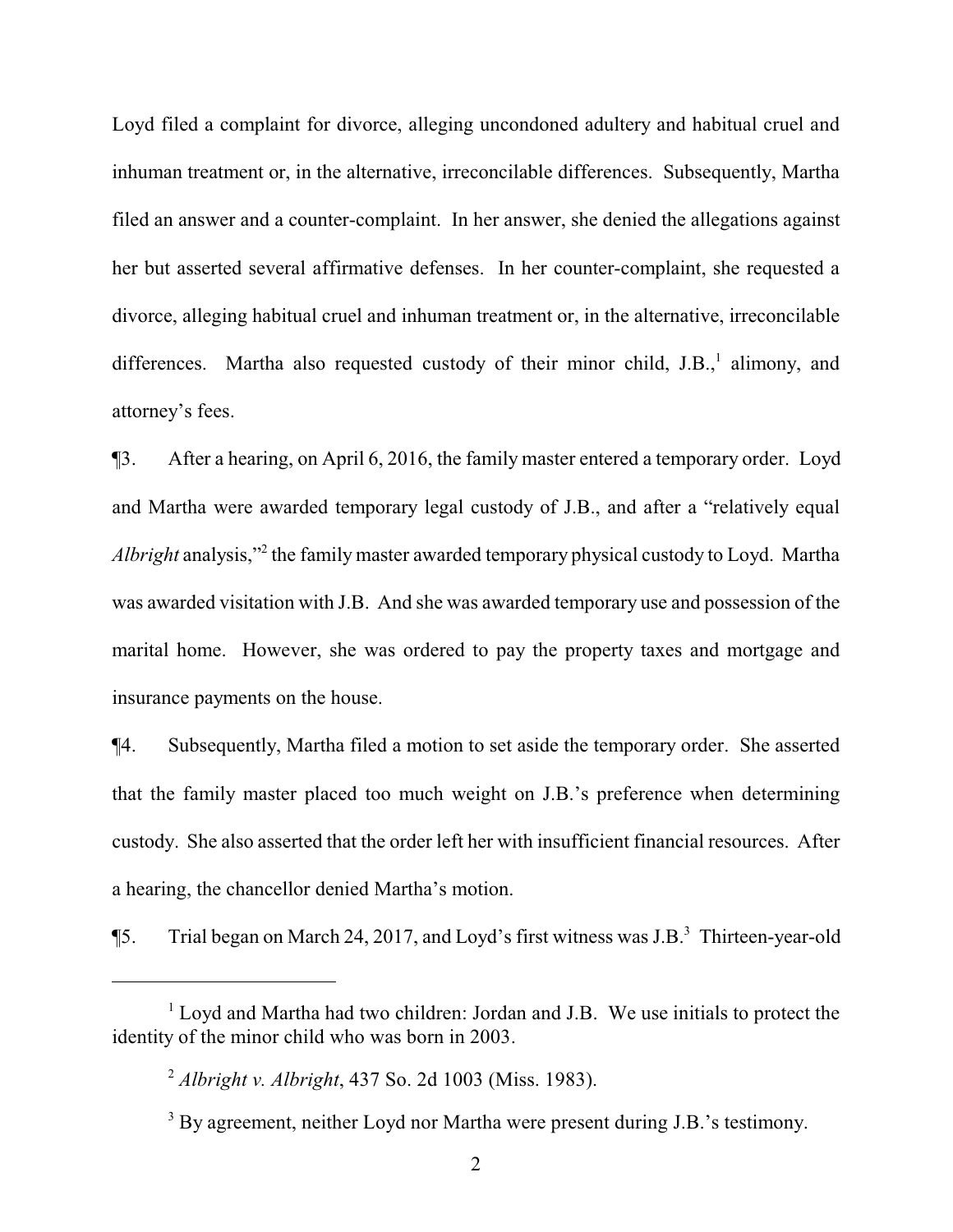Loyd filed a complaint for divorce, alleging uncondoned adultery and habitual cruel and inhuman treatment or, in the alternative, irreconcilable differences. Subsequently, Martha filed an answer and a counter-complaint. In her answer, she denied the allegations against her but asserted several affirmative defenses. In her counter-complaint, she requested a divorce, alleging habitual cruel and inhuman treatment or, in the alternative, irreconcilable differences. Martha also requested custody of their minor child, J.B.,[1] alimony, and attorney's fees.

¶3. After a hearing, on April 6, 2016, the family master entered a temporary order. Loyd and Martha were awarded temporary legal custody of J.B., and after a "relatively equal *Albright* analysis,"[2] the family master awarded temporary physical custody to Loyd. Martha was awarded visitation with J.B. And she was awarded temporary use and possession of the marital home. However, she was ordered to pay the property taxes and mortgage and insurance payments on the house.

¶4. Subsequently, Martha filed a motion to set aside the temporary order. She asserted that the family master placed too much weight on J.B.'s preference when determining custody. She also asserted that the order left her with insufficient financial resources. After a hearing, the chancellor denied Martha's motion.

¶5. Trial began on March 24, 2017, and Loyd's first witness was J.B.[3] Thirteen-year-old

---

[1] Loyd and Martha had two children: Jordan and J.B. We use initials to protect the identity of the minor child who was born in 2003.

[2] *Albright v. Albright*, 437 So. 2d 1003 (Miss. 1983).

[3] By agreement, neither Loyd nor Martha were present during J.B.'s testimony.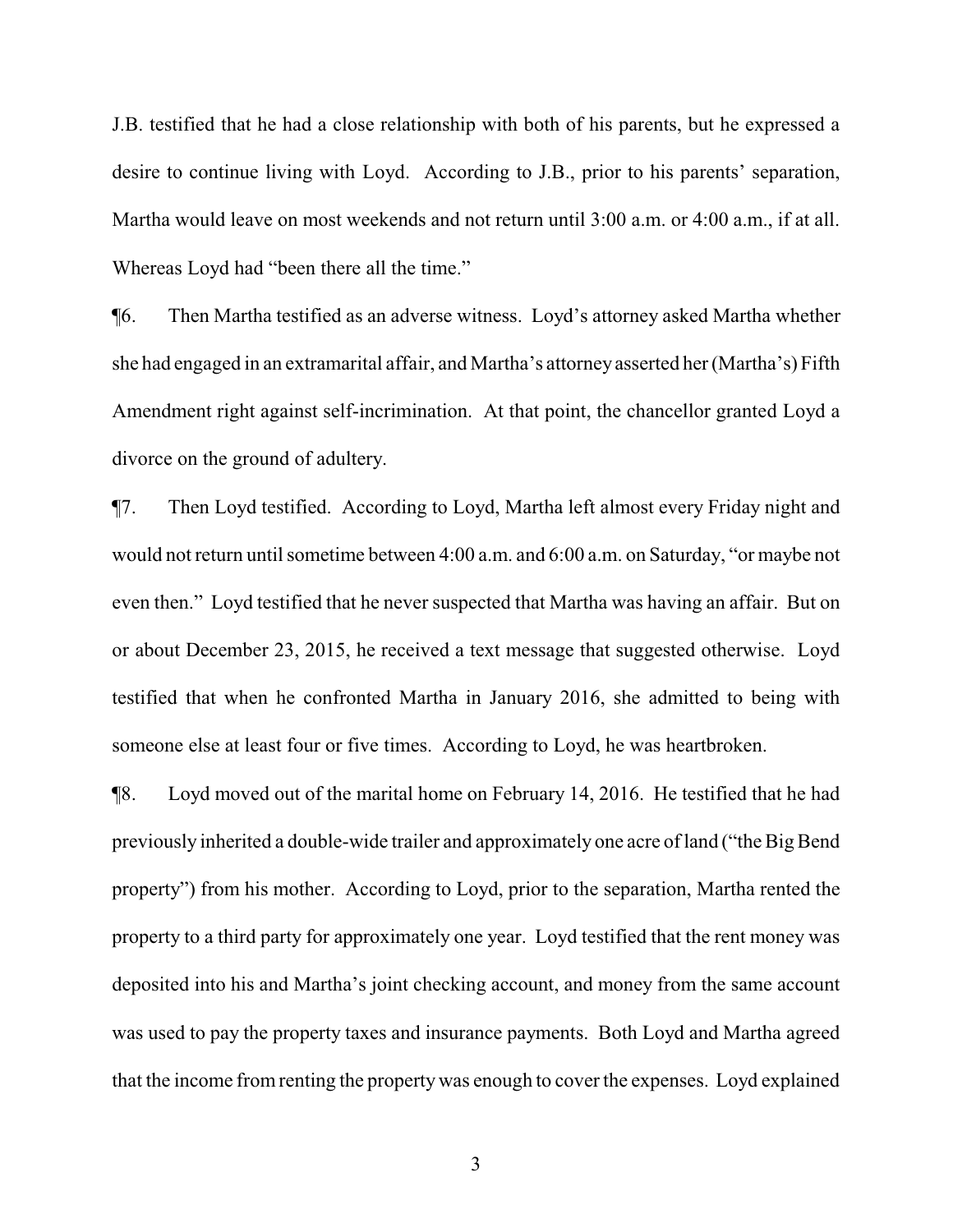J.B. testified that he had a close relationship with both of his parents, but he expressed a desire to continue living with Loyd. According to J.B., prior to his parents' separation, Martha would leave on most weekends and not return until 3:00 a.m. or 4:00 a.m., if at all. Whereas Loyd had "been there all the time."

¶6. Then Martha testified as an adverse witness. Loyd's attorney asked Martha whether she had engaged in an extramarital affair, and Martha's attorney asserted her (Martha's) Fifth Amendment right against self-incrimination. At that point, the chancellor granted Loyd a divorce on the ground of adultery.

¶7. Then Loyd testified. According to Loyd, Martha left almost every Friday night and would not return until sometime between 4:00 a.m. and 6:00 a.m. on Saturday, "or maybe not even then." Loyd testified that he never suspected that Martha was having an affair. But on or about December 23, 2015, he received a text message that suggested otherwise. Loyd testified that when he confronted Martha in January 2016, she admitted to being with someone else at least four or five times. According to Loyd, he was heartbroken.

¶8. Loyd moved out of the marital home on February 14, 2016. He testified that he had previously inherited a double-wide trailer and approximately one acre of land ("the Big Bend property") from his mother. According to Loyd, prior to the separation, Martha rented the property to a third party for approximately one year. Loyd testified that the rent money was deposited into his and Martha's joint checking account, and money from the same account was used to pay the property taxes and insurance payments. Both Loyd and Martha agreed that the income from renting the property was enough to cover the expenses. Loyd explained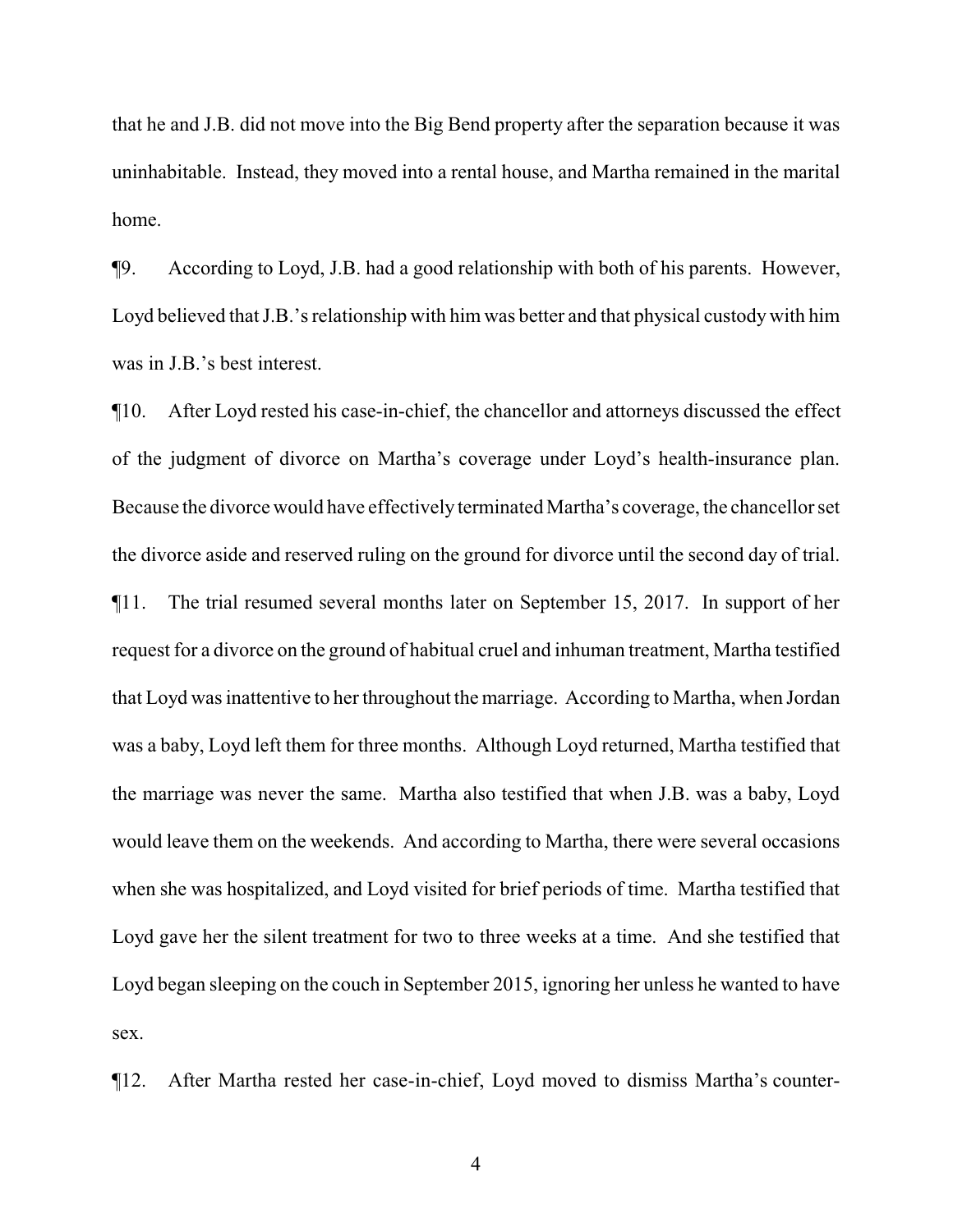that he and J.B. did not move into the Big Bend property after the separation because it was uninhabitable. Instead, they moved into a rental house, and Martha remained in the marital home.

¶9. According to Loyd, J.B. had a good relationship with both of his parents. However, Loyd believed that J.B.'s relationship with him was better and that physical custody with him was in J.B.'s best interest.

¶10. After Loyd rested his case-in-chief, the chancellor and attorneys discussed the effect of the judgment of divorce on Martha's coverage under Loyd's health-insurance plan. Because the divorce would have effectively terminated Martha's coverage, the chancellor set the divorce aside and reserved ruling on the ground for divorce until the second day of trial.

¶11. The trial resumed several months later on September 15, 2017. In support of her request for a divorce on the ground of habitual cruel and inhuman treatment, Martha testified that Loyd was inattentive to her throughout the marriage. According to Martha, when Jordan was a baby, Loyd left them for three months. Although Loyd returned, Martha testified that the marriage was never the same. Martha also testified that when J.B. was a baby, Loyd would leave them on the weekends. And according to Martha, there were several occasions when she was hospitalized, and Loyd visited for brief periods of time. Martha testified that Loyd gave her the silent treatment for two to three weeks at a time. And she testified that Loyd began sleeping on the couch in September 2015, ignoring her unless he wanted to have sex.

¶12. After Martha rested her case-in-chief, Loyd moved to dismiss Martha's counter-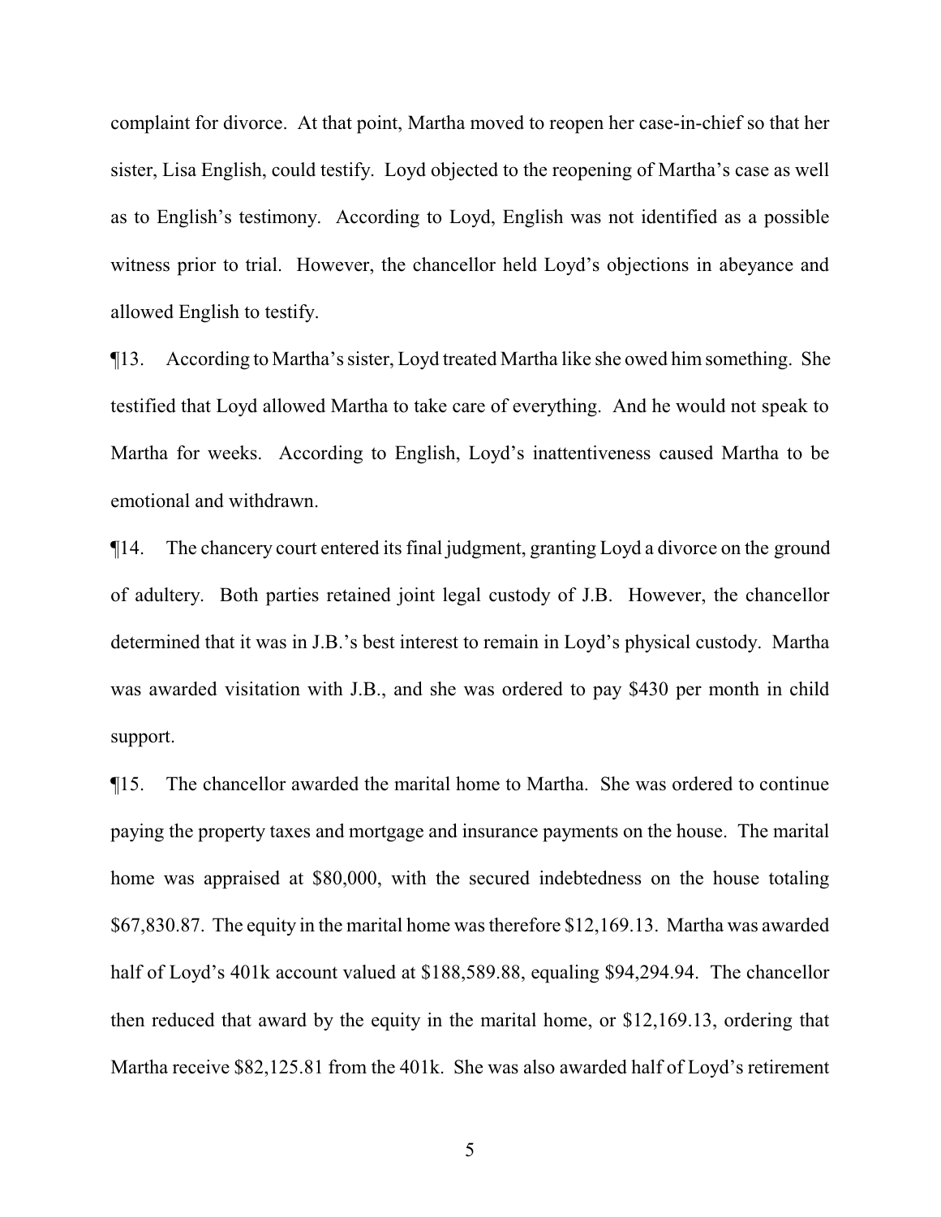complaint for divorce. At that point, Martha moved to reopen her case-in-chief so that her sister, Lisa English, could testify. Loyd objected to the reopening of Martha's case as well as to English's testimony. According to Loyd, English was not identified as a possible witness prior to trial. However, the chancellor held Loyd's objections in abeyance and allowed English to testify.

¶13. According to Martha's sister, Loyd treated Martha like she owed him something. She testified that Loyd allowed Martha to take care of everything. And he would not speak to Martha for weeks. According to English, Loyd's inattentiveness caused Martha to be emotional and withdrawn.

¶14. The chancery court entered its final judgment, granting Loyd a divorce on the ground of adultery. Both parties retained joint legal custody of J.B. However, the chancellor determined that it was in J.B.'s best interest to remain in Loyd's physical custody. Martha was awarded visitation with J.B., and she was ordered to pay $430 per month in child support.

¶15. The chancellor awarded the marital home to Martha. She was ordered to continue paying the property taxes and mortgage and insurance payments on the house. The marital home was appraised at $80,000, with the secured indebtedness on the house totaling $67,830.87. The equity in the marital home was therefore $12,169.13. Martha was awarded half of Loyd's 401k account valued at $188,589.88, equaling $94,294.94. The chancellor then reduced that award by the equity in the marital home, or $12,169.13, ordering that Martha receive $82,125.81 from the 401k. She was also awarded half of Loyd's retirement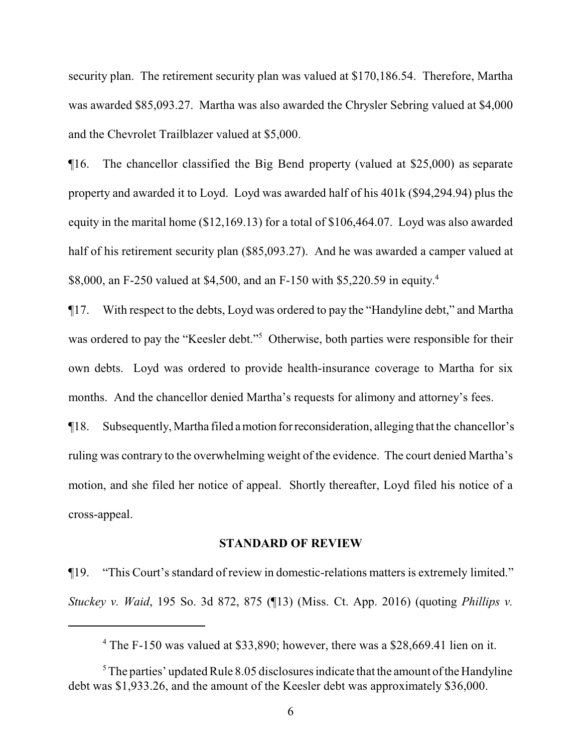security plan. The retirement security plan was valued at $170,186.54. Therefore, Martha was awarded $85,093.27. Martha was also awarded the Chrysler Sebring valued at $4,000 and the Chevrolet Trailblazer valued at $5,000.

¶16. The chancellor classified the Big Bend property (valued at $25,000) as separate property and awarded it to Loyd. Loyd was awarded half of his 401k ($94,294.94) plus the equity in the marital home ($12,169.13) for a total of $106,464.07. Loyd was also awarded half of his retirement security plan ($85,093.27). And he was awarded a camper valued at $8,000, an F-250 valued at $4,500, and an F-150 with $5,220.59 in equity.[4]

¶17. With respect to the debts, Loyd was ordered to pay the "Handyline debt," and Martha was ordered to pay the "Keesler debt."[5] Otherwise, both parties were responsible for their own debts. Loyd was ordered to provide health-insurance coverage to Martha for six months. And the chancellor denied Martha's requests for alimony and attorney's fees.

¶18. Subsequently, Martha filed a motion for reconsideration, alleging that the chancellor's ruling was contrary to the overwhelming weight of the evidence. The court denied Martha's motion, and she filed her notice of appeal. Shortly thereafter, Loyd filed his notice of a cross-appeal.

## STANDARD OF REVIEW

¶19. "This Court's standard of review in domestic-relations matters is extremely limited." *Stuckey v. Waid*, 195 So. 3d 872, 875 (¶13) (Miss. Ct. App. 2016) (quoting *Phillips v.*

---

[4] The F-150 was valued at $33,890; however, there was a $28,669.41 lien on it.

[5] The parties' updated Rule 8.05 disclosures indicate that the amount of the Handyline debt was $1,933.26, and the amount of the Keesler debt was approximately $36,000.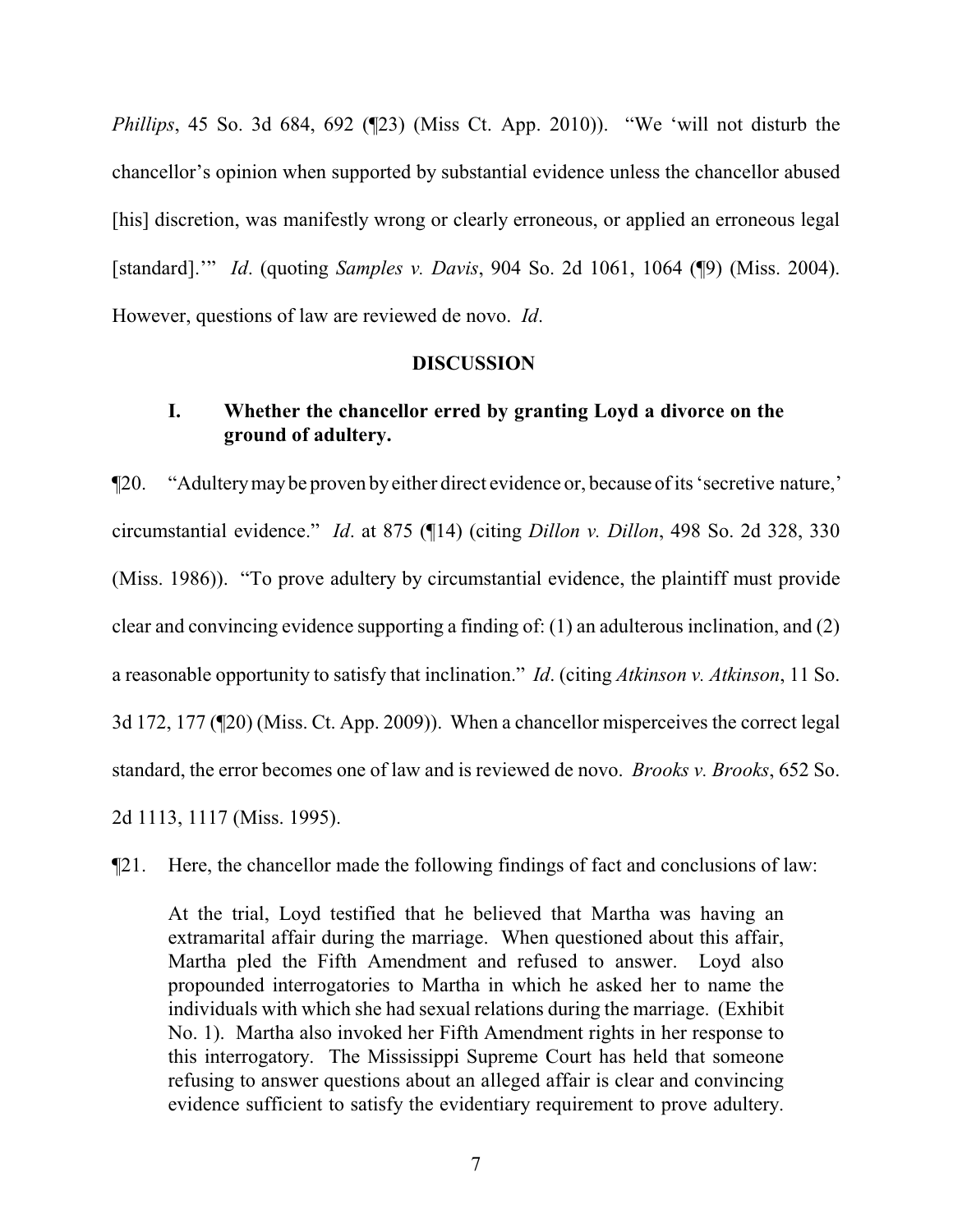*Phillips*, 45 So. 3d 684, 692 (¶23) (Miss Ct. App. 2010)). "We 'will not disturb the chancellor's opinion when supported by substantial evidence unless the chancellor abused [his] discretion, was manifestly wrong or clearly erroneous, or applied an erroneous legal [standard].'" *Id*. (quoting *Samples v. Davis*, 904 So. 2d 1061, 1064 (¶9) (Miss. 2004). However, questions of law are reviewed de novo. *Id*.

## DISCUSSION

### I. Whether the chancellor erred by granting Loyd a divorce on the ground of adultery.

¶20. "Adultery may be proven by either direct evidence or, because of its 'secretive nature,' circumstantial evidence." *Id*. at 875 (¶14) (citing *Dillon v. Dillon*, 498 So. 2d 328, 330 (Miss. 1986)). "To prove adultery by circumstantial evidence, the plaintiff must provide clear and convincing evidence supporting a finding of: (1) an adulterous inclination, and (2) a reasonable opportunity to satisfy that inclination." *Id*. (citing *Atkinson v. Atkinson*, 11 So. 3d 172, 177 (¶20) (Miss. Ct. App. 2009)). When a chancellor misperceives the correct legal standard, the error becomes one of law and is reviewed de novo. *Brooks v. Brooks*, 652 So. 2d 1113, 1117 (Miss. 1995).

¶21. Here, the chancellor made the following findings of fact and conclusions of law:

> At the trial, Loyd testified that he believed that Martha was having an extramarital affair during the marriage. When questioned about this affair, Martha pled the Fifth Amendment and refused to answer. Loyd also propounded interrogatories to Martha in which he asked her to name the individuals with which she had sexual relations during the marriage. (Exhibit No. 1). Martha also invoked her Fifth Amendment rights in her response to this interrogatory. The Mississippi Supreme Court has held that someone refusing to answer questions about an alleged affair is clear and convincing evidence sufficient to satisfy the evidentiary requirement to prove adultery.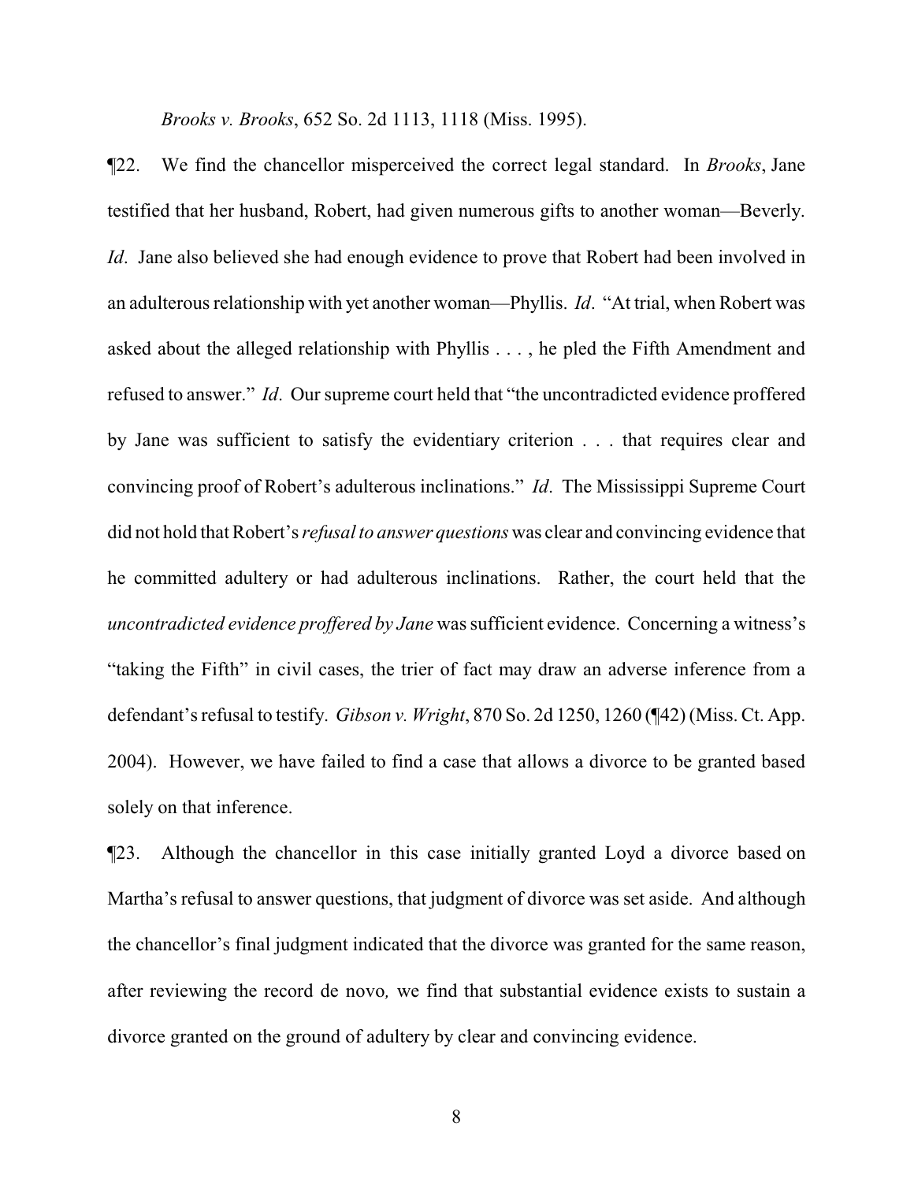*Brooks v. Brooks*, 652 So. 2d 1113, 1118 (Miss. 1995).

¶22. We find the chancellor misperceived the correct legal standard. In *Brooks*, Jane testified that her husband, Robert, had given numerous gifts to another woman—Beverly. *Id*. Jane also believed she had enough evidence to prove that Robert had been involved in an adulterous relationship with yet another woman—Phyllis. *Id*. "At trial, when Robert was asked about the alleged relationship with Phyllis . . . , he pled the Fifth Amendment and refused to answer." *Id*. Our supreme court held that "the uncontradicted evidence proffered by Jane was sufficient to satisfy the evidentiary criterion . . . that requires clear and convincing proof of Robert's adulterous inclinations." *Id*. The Mississippi Supreme Court did not hold that Robert's *refusal to answer questions* was clear and convincing evidence that he committed adultery or had adulterous inclinations. Rather, the court held that the *uncontradicted evidence proffered by Jane* was sufficient evidence. Concerning a witness's "taking the Fifth" in civil cases, the trier of fact may draw an adverse inference from a defendant's refusal to testify. *Gibson v. Wright*, 870 So. 2d 1250, 1260 (¶42) (Miss. Ct. App. 2004). However, we have failed to find a case that allows a divorce to be granted based solely on that inference.

¶23. Although the chancellor in this case initially granted Loyd a divorce based on Martha's refusal to answer questions, that judgment of divorce was set aside. And although the chancellor's final judgment indicated that the divorce was granted for the same reason, after reviewing the record de novo*,* we find that substantial evidence exists to sustain a divorce granted on the ground of adultery by clear and convincing evidence.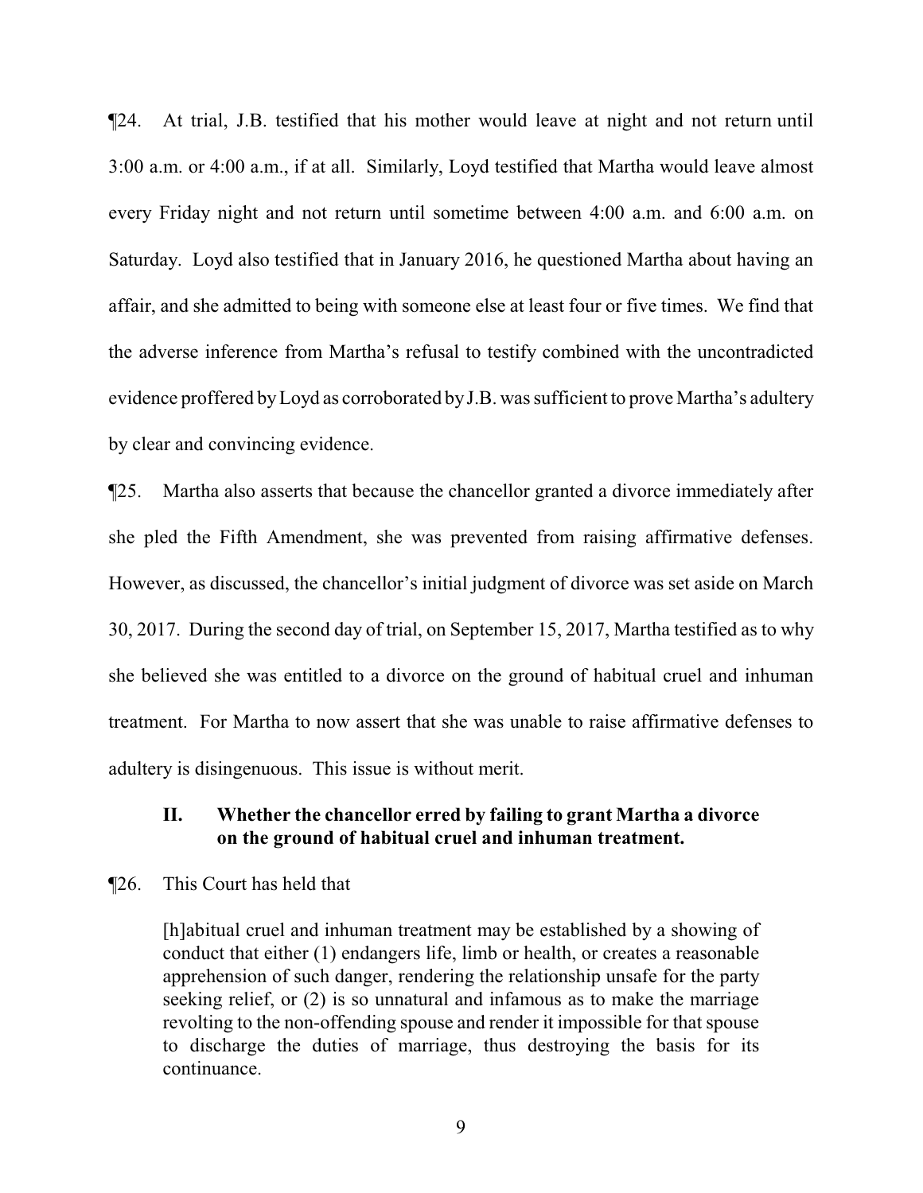¶24. At trial, J.B. testified that his mother would leave at night and not return until 3:00 a.m. or 4:00 a.m., if at all. Similarly, Loyd testified that Martha would leave almost every Friday night and not return until sometime between 4:00 a.m. and 6:00 a.m. on Saturday. Loyd also testified that in January 2016, he questioned Martha about having an affair, and she admitted to being with someone else at least four or five times. We find that the adverse inference from Martha's refusal to testify combined with the uncontradicted evidence proffered by Loyd as corroborated by J.B. was sufficient to prove Martha's adultery by clear and convincing evidence.

¶25. Martha also asserts that because the chancellor granted a divorce immediately after she pled the Fifth Amendment, she was prevented from raising affirmative defenses. However, as discussed, the chancellor's initial judgment of divorce was set aside on March 30, 2017. During the second day of trial, on September 15, 2017, Martha testified as to why she believed she was entitled to a divorce on the ground of habitual cruel and inhuman treatment. For Martha to now assert that she was unable to raise affirmative defenses to adultery is disingenuous. This issue is without merit.

### II. Whether the chancellor erred by failing to grant Martha a divorce on the ground of habitual cruel and inhuman treatment.

¶26. This Court has held that

> [h]abitual cruel and inhuman treatment may be established by a showing of conduct that either (1) endangers life, limb or health, or creates a reasonable apprehension of such danger, rendering the relationship unsafe for the party seeking relief, or (2) is so unnatural and infamous as to make the marriage revolting to the non-offending spouse and render it impossible for that spouse to discharge the duties of marriage, thus destroying the basis for its continuance.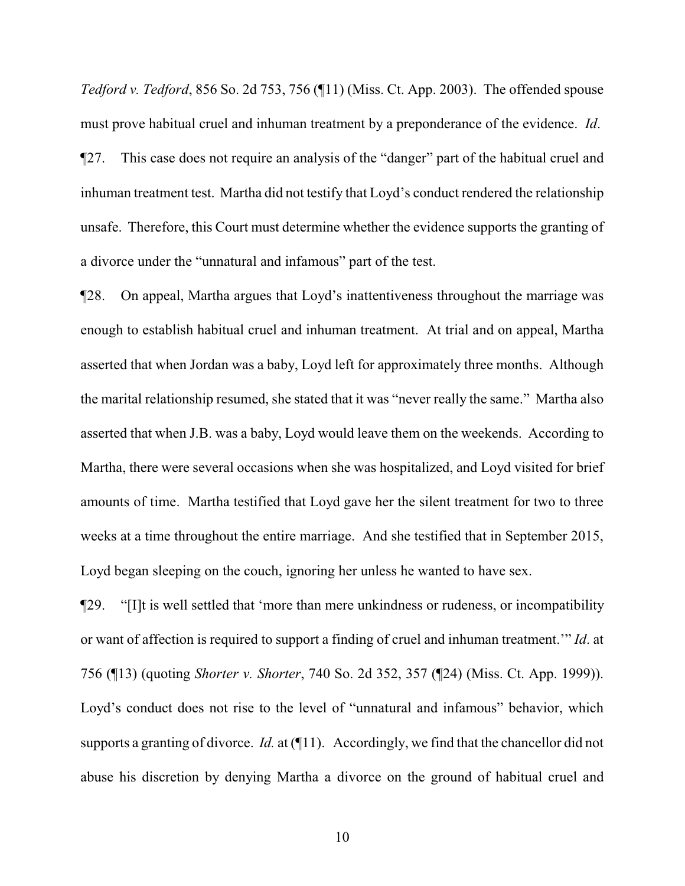*Tedford v. Tedford*, 856 So. 2d 753, 756 (¶11) (Miss. Ct. App. 2003). The offended spouse must prove habitual cruel and inhuman treatment by a preponderance of the evidence. *Id*.

¶27. This case does not require an analysis of the "danger" part of the habitual cruel and inhuman treatment test. Martha did not testify that Loyd's conduct rendered the relationship unsafe. Therefore, this Court must determine whether the evidence supports the granting of a divorce under the "unnatural and infamous" part of the test.

¶28. On appeal, Martha argues that Loyd's inattentiveness throughout the marriage was enough to establish habitual cruel and inhuman treatment. At trial and on appeal, Martha asserted that when Jordan was a baby, Loyd left for approximately three months. Although the marital relationship resumed, she stated that it was "never really the same." Martha also asserted that when J.B. was a baby, Loyd would leave them on the weekends. According to Martha, there were several occasions when she was hospitalized, and Loyd visited for brief amounts of time. Martha testified that Loyd gave her the silent treatment for two to three weeks at a time throughout the entire marriage. And she testified that in September 2015, Loyd began sleeping on the couch, ignoring her unless he wanted to have sex.

¶29. "[I]t is well settled that 'more than mere unkindness or rudeness, or incompatibility or want of affection is required to support a finding of cruel and inhuman treatment.'" *Id*. at 756 (¶13) (quoting *Shorter v. Shorter*, 740 So. 2d 352, 357 (¶24) (Miss. Ct. App. 1999)). Loyd's conduct does not rise to the level of "unnatural and infamous" behavior, which supports a granting of divorce. *Id.* at (¶11). Accordingly, we find that the chancellor did not abuse his discretion by denying Martha a divorce on the ground of habitual cruel and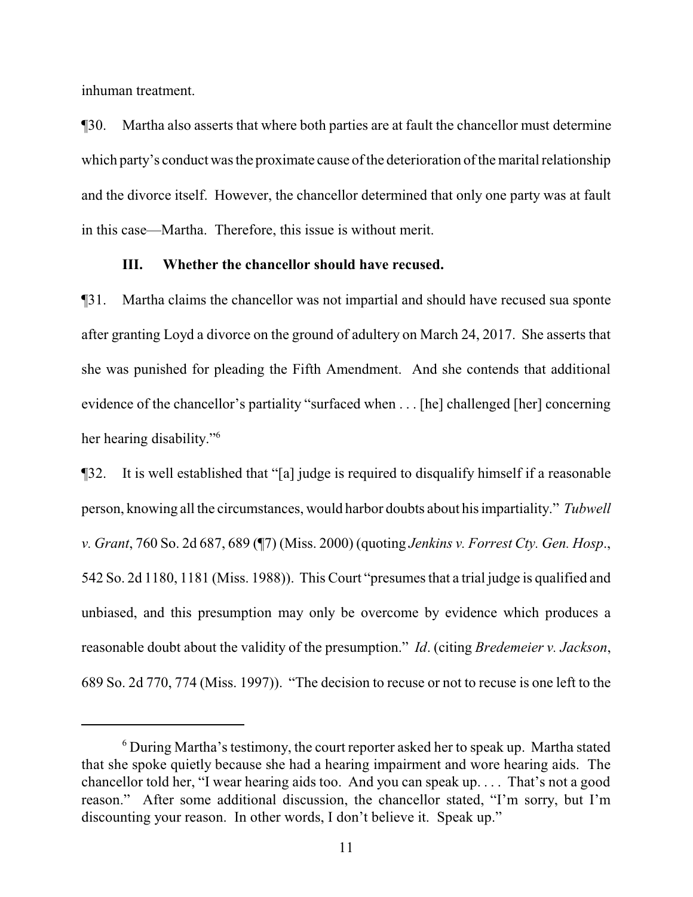inhuman treatment.

¶30. Martha also asserts that where both parties are at fault the chancellor must determine which party's conduct was the proximate cause of the deterioration of the marital relationship and the divorce itself. However, the chancellor determined that only one party was at fault in this case—Martha. Therefore, this issue is without merit.

### III. Whether the chancellor should have recused.

¶31. Martha claims the chancellor was not impartial and should have recused sua sponte after granting Loyd a divorce on the ground of adultery on March 24, 2017. She asserts that she was punished for pleading the Fifth Amendment. And she contends that additional evidence of the chancellor's partiality "surfaced when . . . [he] challenged [her] concerning her hearing disability."[6]

¶32. It is well established that "[a] judge is required to disqualify himself if a reasonable person, knowing all the circumstances, would harbor doubts about his impartiality." *Tubwell v. Grant*, 760 So. 2d 687, 689 (¶7) (Miss. 2000) (quoting *Jenkins v. Forrest Cty. Gen. Hosp.*, 542 So. 2d 1180, 1181 (Miss. 1988)). This Court "presumes that a trial judge is qualified and unbiased, and this presumption may only be overcome by evidence which produces a reasonable doubt about the validity of the presumption." *Id*. (citing *Bredemeier v. Jackson*, 689 So. 2d 770, 774 (Miss. 1997)). "The decision to recuse or not to recuse is one left to the

---

[6] During Martha's testimony, the court reporter asked her to speak up. Martha stated that she spoke quietly because she had a hearing impairment and wore hearing aids. The chancellor told her, "I wear hearing aids too. And you can speak up. . . . That's not a good reason." After some additional discussion, the chancellor stated, "I'm sorry, but I'm discounting your reason. In other words, I don't believe it. Speak up."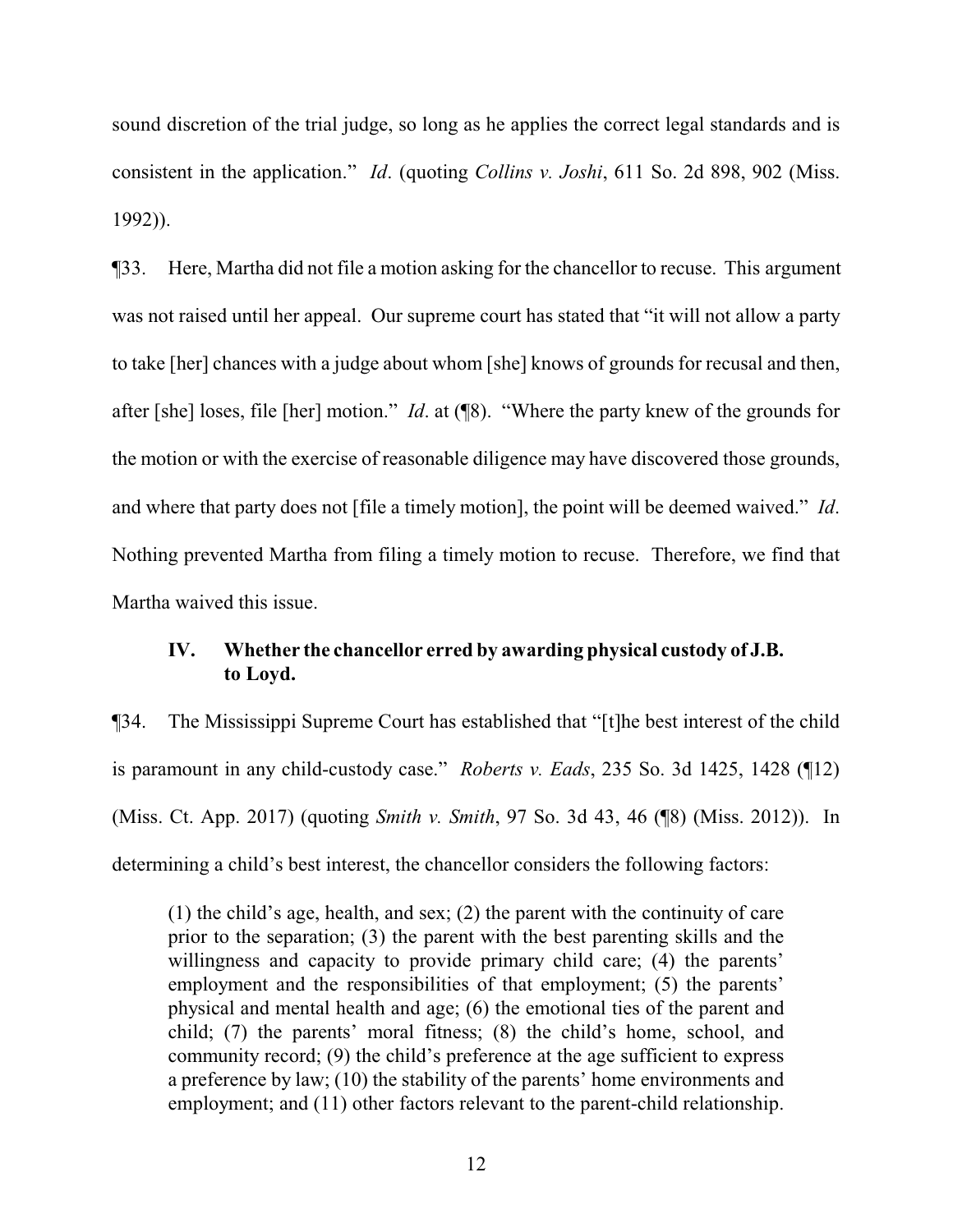sound discretion of the trial judge, so long as he applies the correct legal standards and is consistent in the application." *Id*. (quoting *Collins v. Joshi*, 611 So. 2d 898, 902 (Miss. 1992)).

¶33. Here, Martha did not file a motion asking for the chancellor to recuse. This argument was not raised until her appeal. Our supreme court has stated that "it will not allow a party to take [her] chances with a judge about whom [she] knows of grounds for recusal and then, after [she] loses, file [her] motion." *Id*. at (¶8). "Where the party knew of the grounds for the motion or with the exercise of reasonable diligence may have discovered those grounds, and where that party does not [file a timely motion], the point will be deemed waived." *Id*. Nothing prevented Martha from filing a timely motion to recuse. Therefore, we find that Martha waived this issue.

### IV. Whether the chancellor erred by awarding physical custody of J.B. to Loyd.

¶34. The Mississippi Supreme Court has established that "[t]he best interest of the child is paramount in any child-custody case." *Roberts v. Eads*, 235 So. 3d 1425, 1428 (¶12) (Miss. Ct. App. 2017) (quoting *Smith v. Smith*, 97 So. 3d 43, 46 (¶8) (Miss. 2012)). In determining a child's best interest, the chancellor considers the following factors:

> (1) the child's age, health, and sex; (2) the parent with the continuity of care prior to the separation; (3) the parent with the best parenting skills and the willingness and capacity to provide primary child care; (4) the parents' employment and the responsibilities of that employment; (5) the parents' physical and mental health and age; (6) the emotional ties of the parent and child; (7) the parents' moral fitness; (8) the child's home, school, and community record; (9) the child's preference at the age sufficient to express a preference by law; (10) the stability of the parents' home environments and employment; and (11) other factors relevant to the parent-child relationship.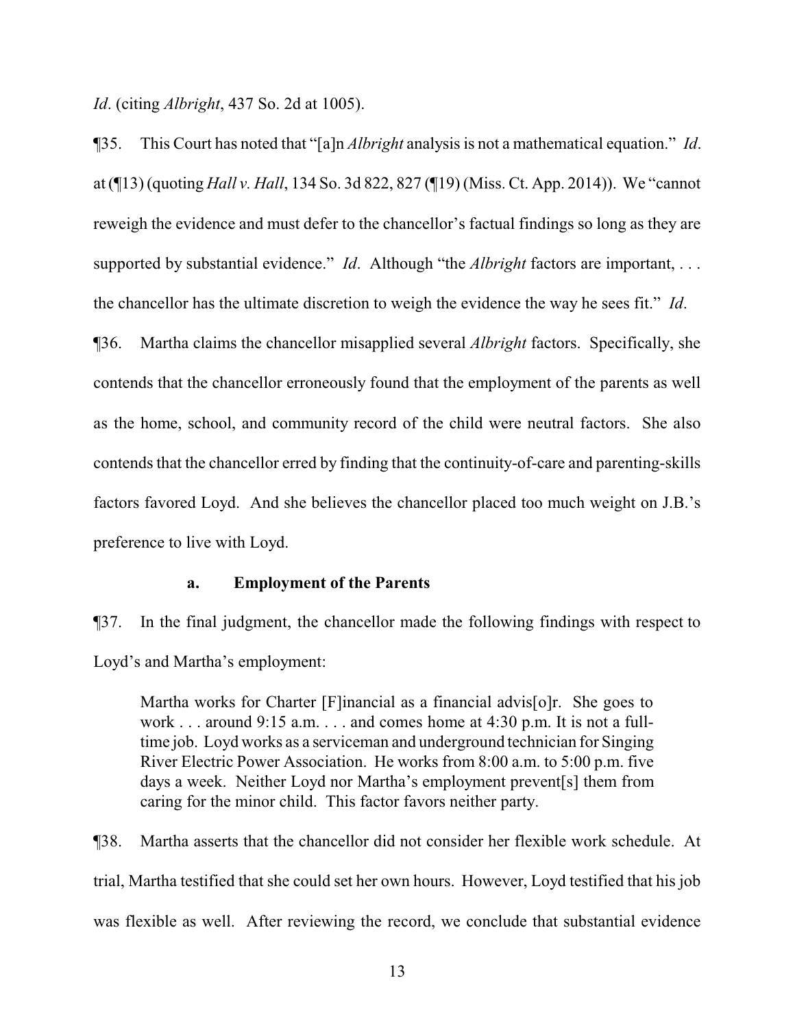*Id*. (citing *Albright*, 437 So. 2d at 1005).

¶35. This Court has noted that "[a]n *Albright* analysis is not a mathematical equation." *Id*. at (¶13) (quoting *Hall v. Hall*, 134 So. 3d 822, 827 (¶19) (Miss. Ct. App. 2014)). We "cannot reweigh the evidence and must defer to the chancellor's factual findings so long as they are supported by substantial evidence." *Id*. Although "the *Albright* factors are important, . . . the chancellor has the ultimate discretion to weigh the evidence the way he sees fit." *Id*.

¶36. Martha claims the chancellor misapplied several *Albright* factors. Specifically, she contends that the chancellor erroneously found that the employment of the parents as well as the home, school, and community record of the child were neutral factors. She also contends that the chancellor erred by finding that the continuity-of-care and parenting-skills factors favored Loyd. And she believes the chancellor placed too much weight on J.B.'s preference to live with Loyd.

### a. Employment of the Parents

¶37. In the final judgment, the chancellor made the following findings with respect to Loyd's and Martha's employment:

> Martha works for Charter [F]inancial as a financial advis[o]r. She goes to work . . . around 9:15 a.m. . . . and comes home at 4:30 p.m. It is not a full-time job. Loyd works as a serviceman and underground technician for Singing River Electric Power Association. He works from 8:00 a.m. to 5:00 p.m. five days a week. Neither Loyd nor Martha's employment prevent[s] them from caring for the minor child. This factor favors neither party.

¶38. Martha asserts that the chancellor did not consider her flexible work schedule. At trial, Martha testified that she could set her own hours. However, Loyd testified that his job was flexible as well. After reviewing the record, we conclude that substantial evidence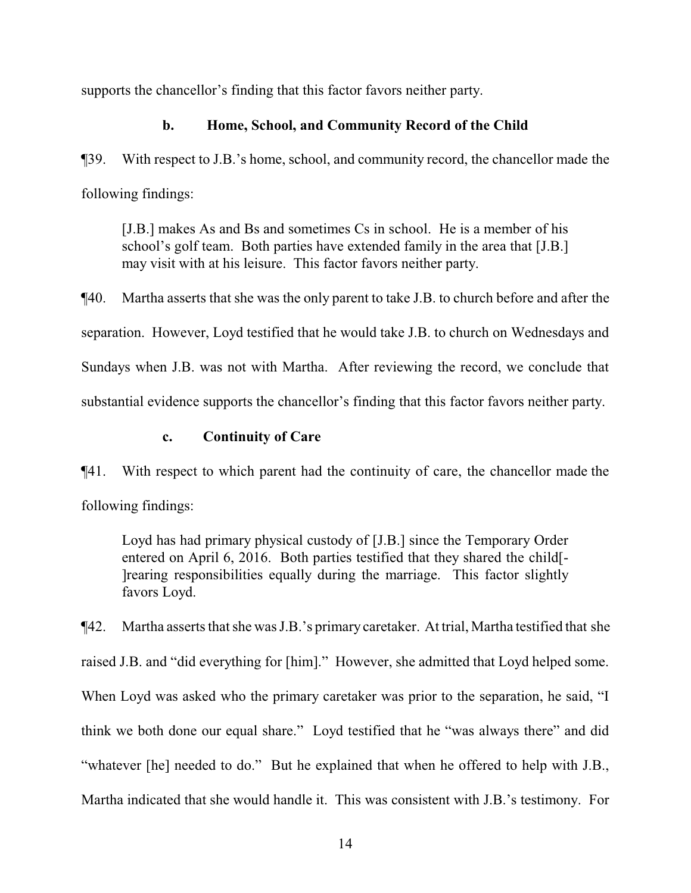supports the chancellor's finding that this factor favors neither party.

### b. Home, School, and Community Record of the Child

¶39. With respect to J.B.'s home, school, and community record, the chancellor made the following findings:

> [J.B.] makes As and Bs and sometimes Cs in school. He is a member of his school's golf team. Both parties have extended family in the area that [J.B.] may visit with at his leisure. This factor favors neither party.

¶40. Martha asserts that she was the only parent to take J.B. to church before and after the separation. However, Loyd testified that he would take J.B. to church on Wednesdays and Sundays when J.B. was not with Martha. After reviewing the record, we conclude that substantial evidence supports the chancellor's finding that this factor favors neither party.

### c. Continuity of Care

¶41. With respect to which parent had the continuity of care, the chancellor made the following findings:

> Loyd has had primary physical custody of [J.B.] since the Temporary Order entered on April 6, 2016. Both parties testified that they shared the child[-]rearing responsibilities equally during the marriage. This factor slightly favors Loyd.

¶42. Martha asserts that she was J.B.'s primary caretaker. At trial, Martha testified that she raised J.B. and "did everything for [him]." However, she admitted that Loyd helped some. When Loyd was asked who the primary caretaker was prior to the separation, he said, "I think we both done our equal share." Loyd testified that he "was always there" and did "whatever [he] needed to do." But he explained that when he offered to help with J.B., Martha indicated that she would handle it. This was consistent with J.B.'s testimony. For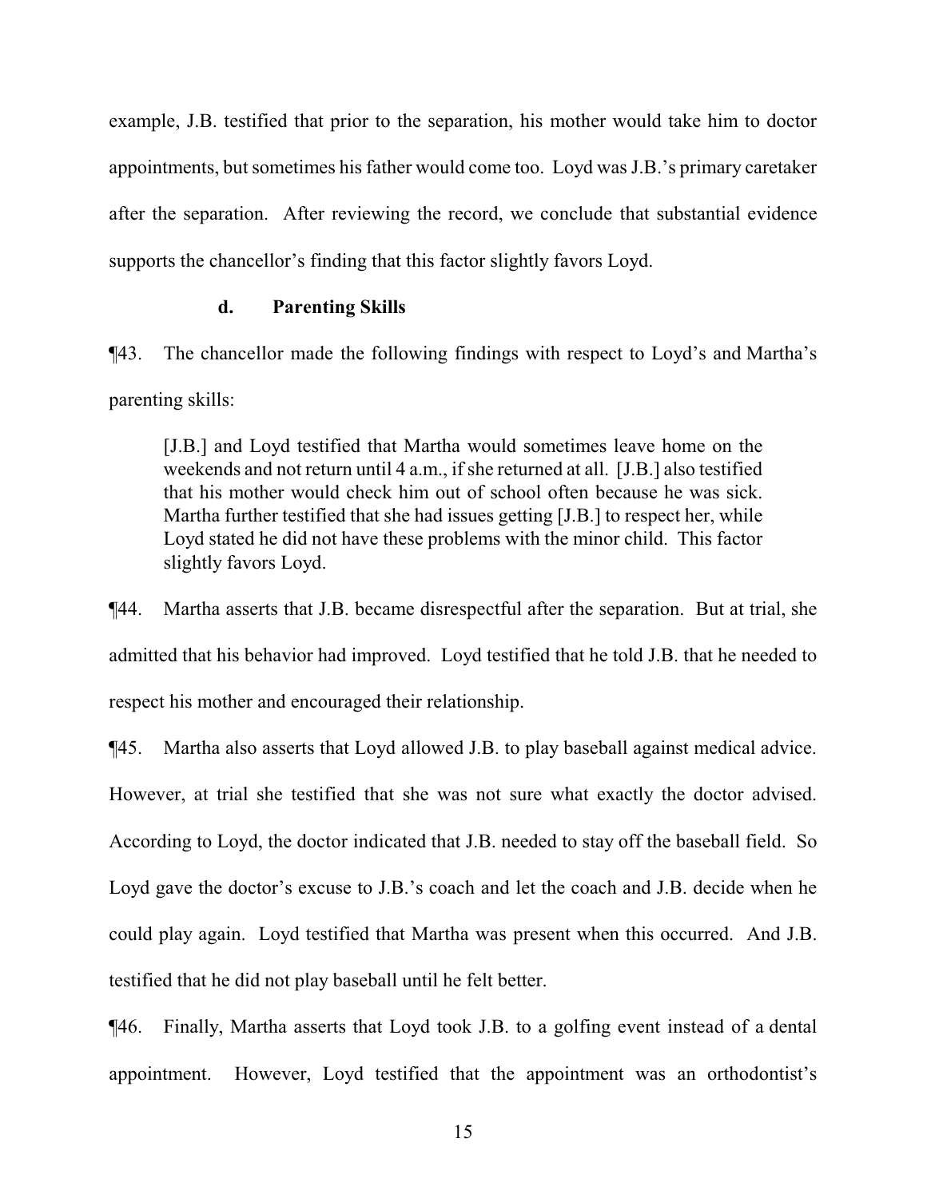example, J.B. testified that prior to the separation, his mother would take him to doctor appointments, but sometimes his father would come too. Loyd was J.B.'s primary caretaker after the separation. After reviewing the record, we conclude that substantial evidence supports the chancellor's finding that this factor slightly favors Loyd.

### d. Parenting Skills

¶43. The chancellor made the following findings with respect to Loyd's and Martha's parenting skills:

> [J.B.] and Loyd testified that Martha would sometimes leave home on the weekends and not return until 4 a.m., if she returned at all. [J.B.] also testified that his mother would check him out of school often because he was sick. Martha further testified that she had issues getting [J.B.] to respect her, while Loyd stated he did not have these problems with the minor child. This factor slightly favors Loyd.

¶44. Martha asserts that J.B. became disrespectful after the separation. But at trial, she admitted that his behavior had improved. Loyd testified that he told J.B. that he needed to respect his mother and encouraged their relationship.

¶45. Martha also asserts that Loyd allowed J.B. to play baseball against medical advice. However, at trial she testified that she was not sure what exactly the doctor advised. According to Loyd, the doctor indicated that J.B. needed to stay off the baseball field. So Loyd gave the doctor's excuse to J.B.'s coach and let the coach and J.B. decide when he could play again. Loyd testified that Martha was present when this occurred. And J.B. testified that he did not play baseball until he felt better.

¶46. Finally, Martha asserts that Loyd took J.B. to a golfing event instead of a dental appointment. However, Loyd testified that the appointment was an orthodontist's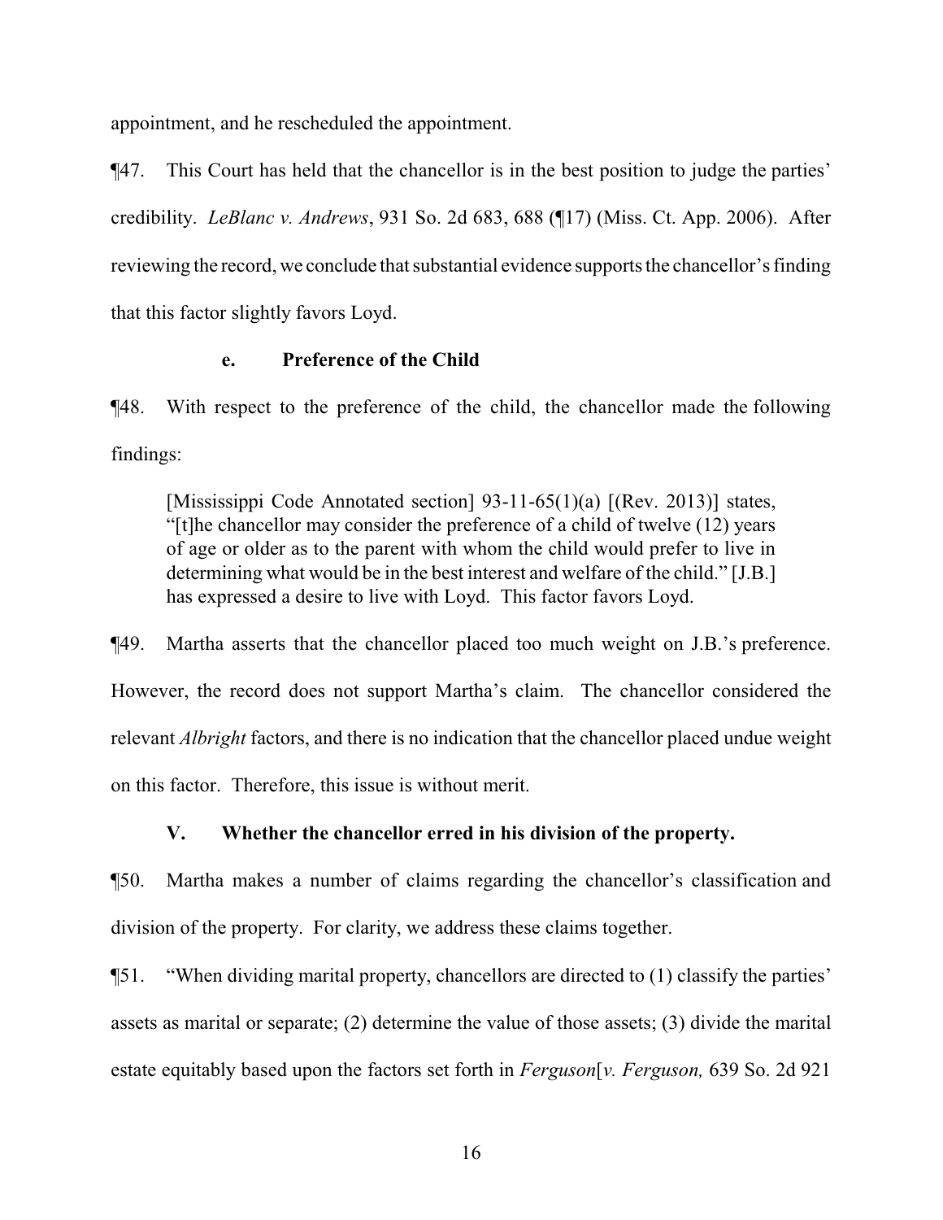appointment, and he rescheduled the appointment.

¶47. This Court has held that the chancellor is in the best position to judge the parties' credibility. *LeBlanc v. Andrews*, 931 So. 2d 683, 688 (¶17) (Miss. Ct. App. 2006). After reviewing the record, we conclude that substantial evidence supports the chancellor's finding that this factor slightly favors Loyd.

#### e. Preference of the Child

¶48. With respect to the preference of the child, the chancellor made the following findings:

> [Mississippi Code Annotated section] 93-11-65(1)(a) [(Rev. 2013)] states, "[t]he chancellor may consider the preference of a child of twelve (12) years of age or older as to the parent with whom the child would prefer to live in determining what would be in the best interest and welfare of the child." [J.B.] has expressed a desire to live with Loyd. This factor favors Loyd.

¶49. Martha asserts that the chancellor placed too much weight on J.B.'s preference. However, the record does not support Martha's claim. The chancellor considered the relevant *Albright* factors, and there is no indication that the chancellor placed undue weight on this factor. Therefore, this issue is without merit.

### V. Whether the chancellor erred in his division of the property.

¶50. Martha makes a number of claims regarding the chancellor's classification and division of the property. For clarity, we address these claims together.

¶51. "When dividing marital property, chancellors are directed to (1) classify the parties' assets as marital or separate; (2) determine the value of those assets; (3) divide the marital estate equitably based upon the factors set forth in *Ferguson*[*v. Ferguson,* 639 So. 2d 921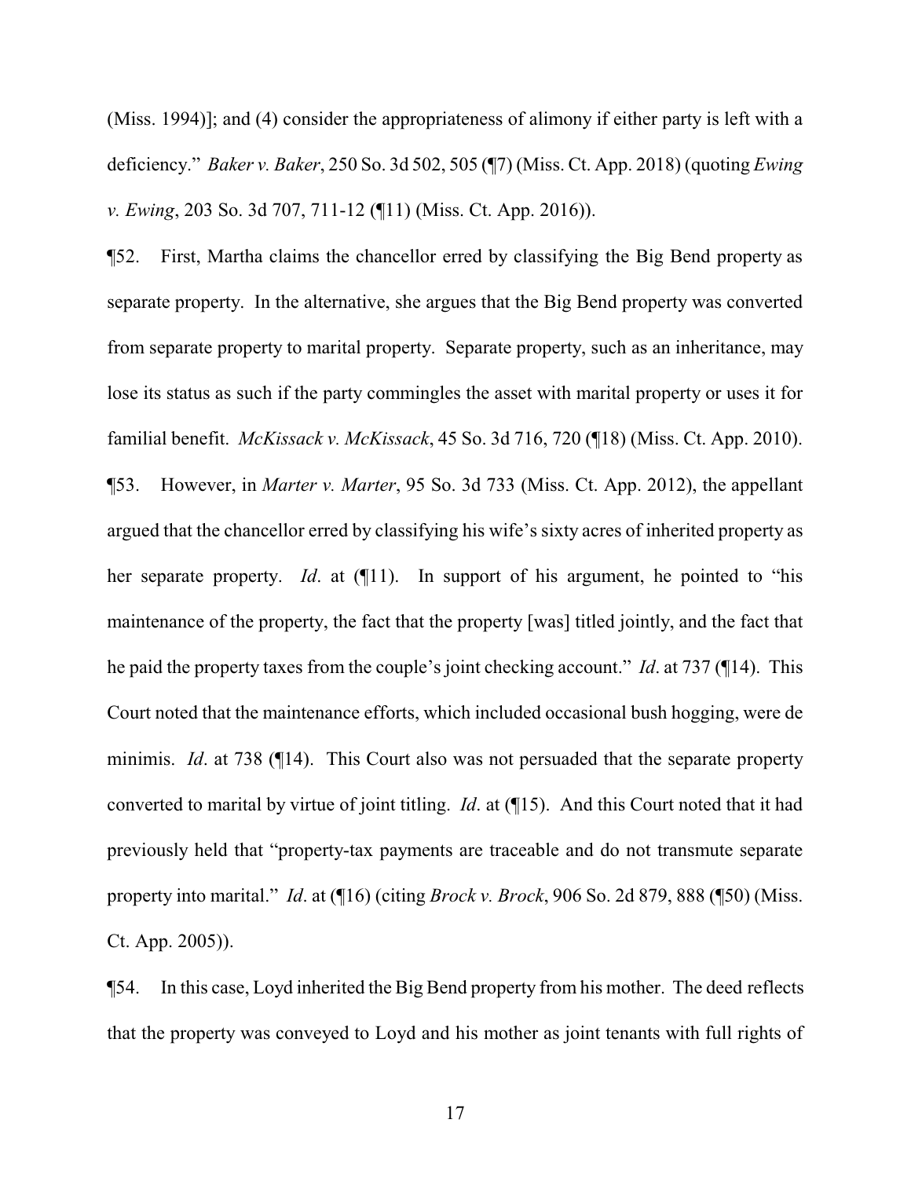(Miss. 1994)]; and (4) consider the appropriateness of alimony if either party is left with a deficiency." *Baker v. Baker*, 250 So. 3d 502, 505 (¶7) (Miss. Ct. App. 2018) (quoting *Ewing v. Ewing*, 203 So. 3d 707, 711-12 (¶11) (Miss. Ct. App. 2016)).

¶52. First, Martha claims the chancellor erred by classifying the Big Bend property as separate property. In the alternative, she argues that the Big Bend property was converted from separate property to marital property. Separate property, such as an inheritance, may lose its status as such if the party commingles the asset with marital property or uses it for familial benefit. *McKissack v. McKissack*, 45 So. 3d 716, 720 (¶18) (Miss. Ct. App. 2010).

¶53. However, in *Marter v. Marter*, 95 So. 3d 733 (Miss. Ct. App. 2012), the appellant argued that the chancellor erred by classifying his wife's sixty acres of inherited property as her separate property. *Id*. at (¶11). In support of his argument, he pointed to "his maintenance of the property, the fact that the property [was] titled jointly, and the fact that he paid the property taxes from the couple's joint checking account." *Id*. at 737 (¶14). This Court noted that the maintenance efforts, which included occasional bush hogging, were de minimis. *Id*. at 738 (¶14). This Court also was not persuaded that the separate property converted to marital by virtue of joint titling. *Id*. at (¶15). And this Court noted that it had previously held that "property-tax payments are traceable and do not transmute separate property into marital." *Id*. at (¶16) (citing *Brock v. Brock*, 906 So. 2d 879, 888 (¶50) (Miss. Ct. App. 2005)).

¶54. In this case, Loyd inherited the Big Bend property from his mother. The deed reflects that the property was conveyed to Loyd and his mother as joint tenants with full rights of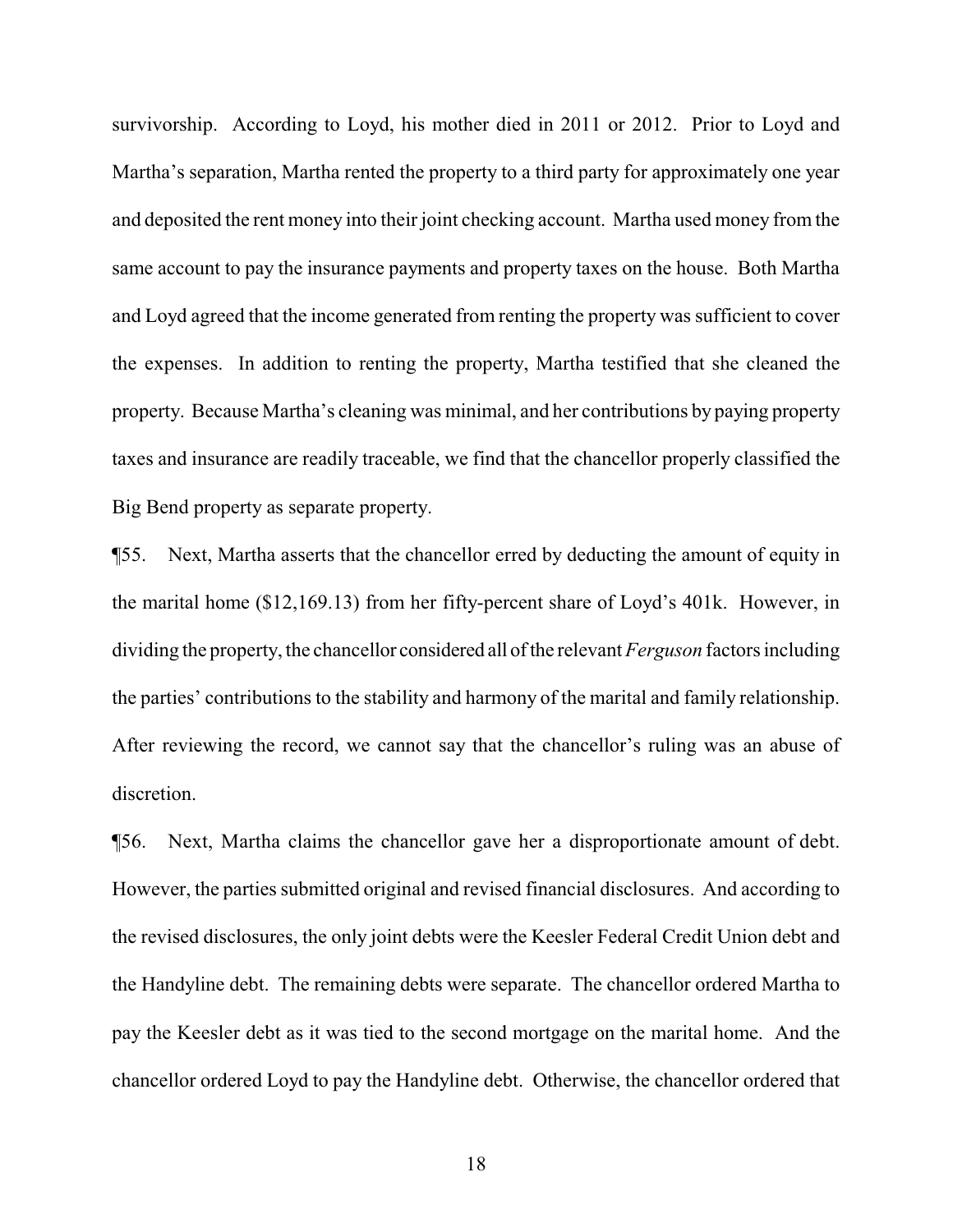survivorship. According to Loyd, his mother died in 2011 or 2012. Prior to Loyd and Martha's separation, Martha rented the property to a third party for approximately one year and deposited the rent money into their joint checking account. Martha used money from the same account to pay the insurance payments and property taxes on the house. Both Martha and Loyd agreed that the income generated from renting the property was sufficient to cover the expenses. In addition to renting the property, Martha testified that she cleaned the property. Because Martha's cleaning was minimal, and her contributions by paying property taxes and insurance are readily traceable, we find that the chancellor properly classified the Big Bend property as separate property.

¶55. Next, Martha asserts that the chancellor erred by deducting the amount of equity in the marital home ($12,169.13) from her fifty-percent share of Loyd's 401k. However, in dividing the property, the chancellor considered all of the relevant *Ferguson* factors including the parties' contributions to the stability and harmony of the marital and family relationship. After reviewing the record, we cannot say that the chancellor's ruling was an abuse of discretion.

¶56. Next, Martha claims the chancellor gave her a disproportionate amount of debt. However, the parties submitted original and revised financial disclosures. And according to the revised disclosures, the only joint debts were the Keesler Federal Credit Union debt and the Handyline debt. The remaining debts were separate. The chancellor ordered Martha to pay the Keesler debt as it was tied to the second mortgage on the marital home. And the chancellor ordered Loyd to pay the Handyline debt. Otherwise, the chancellor ordered that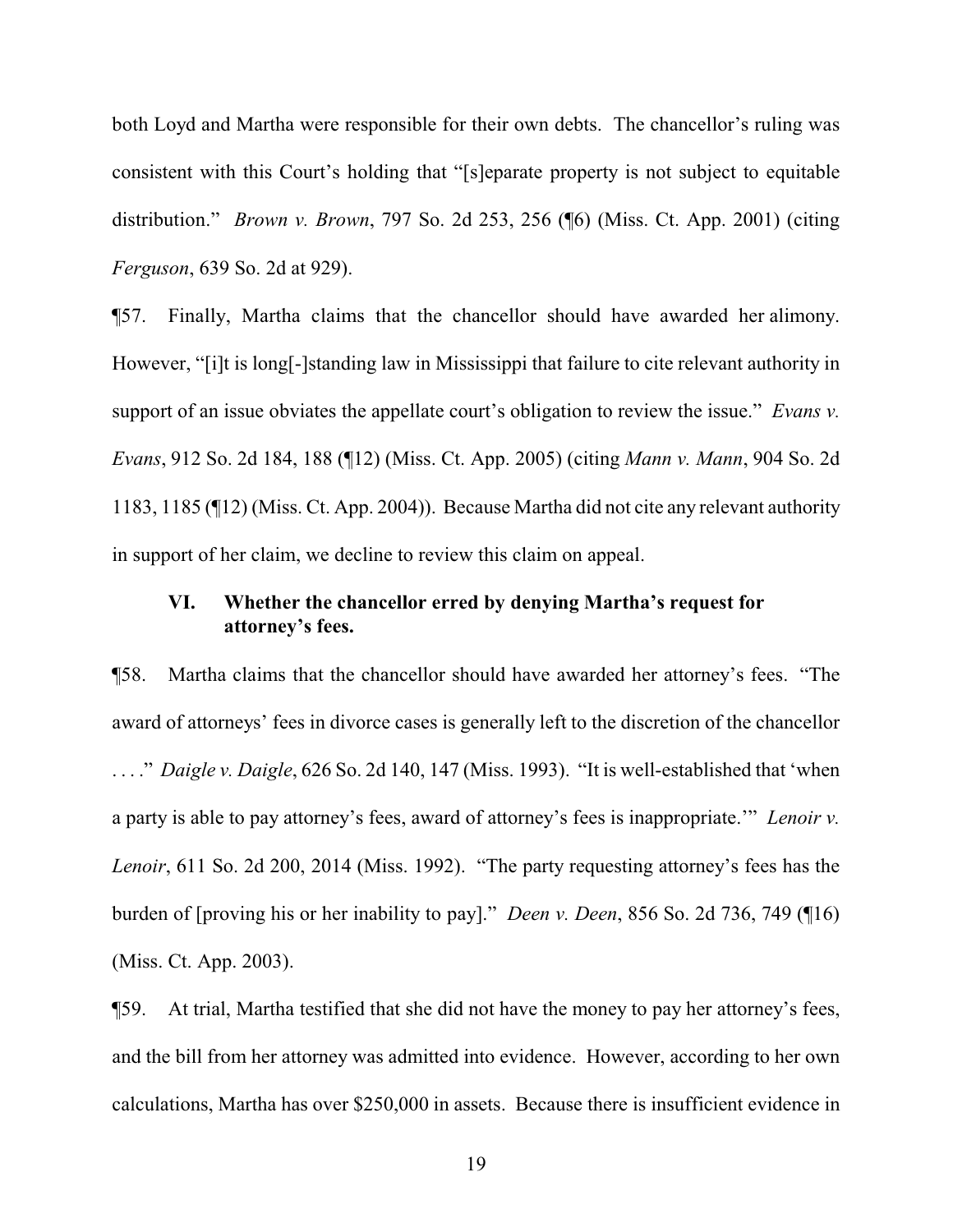both Loyd and Martha were responsible for their own debts. The chancellor's ruling was consistent with this Court's holding that "[s]eparate property is not subject to equitable distribution." *Brown v. Brown*, 797 So. 2d 253, 256 (¶6) (Miss. Ct. App. 2001) (citing *Ferguson*, 639 So. 2d at 929).

¶57. Finally, Martha claims that the chancellor should have awarded her alimony. However, "[i]t is long[-]standing law in Mississippi that failure to cite relevant authority in support of an issue obviates the appellate court's obligation to review the issue." *Evans v. Evans*, 912 So. 2d 184, 188 (¶12) (Miss. Ct. App. 2005) (citing *Mann v. Mann*, 904 So. 2d 1183, 1185 (¶12) (Miss. Ct. App. 2004)). Because Martha did not cite any relevant authority in support of her claim, we decline to review this claim on appeal.

### VI. Whether the chancellor erred by denying Martha's request for attorney's fees.

¶58. Martha claims that the chancellor should have awarded her attorney's fees. "The award of attorneys' fees in divorce cases is generally left to the discretion of the chancellor . . . ." *Daigle v. Daigle*, 626 So. 2d 140, 147 (Miss. 1993). "It is well-established that 'when a party is able to pay attorney's fees, award of attorney's fees is inappropriate.'" *Lenoir v. Lenoir*, 611 So. 2d 200, 2014 (Miss. 1992). "The party requesting attorney's fees has the burden of [proving his or her inability to pay]." *Deen v. Deen*, 856 So. 2d 736, 749 (¶16) (Miss. Ct. App. 2003).

¶59. At trial, Martha testified that she did not have the money to pay her attorney's fees, and the bill from her attorney was admitted into evidence. However, according to her own calculations, Martha has over $250,000 in assets. Because there is insufficient evidence in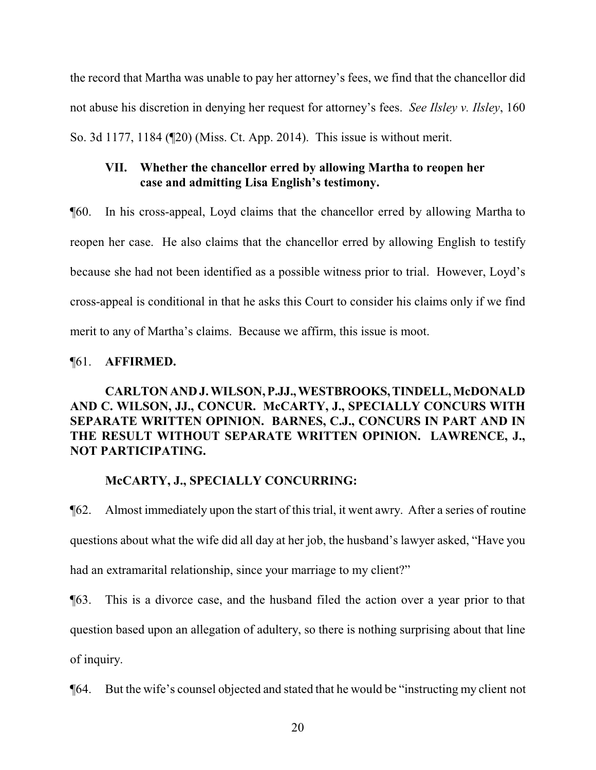the record that Martha was unable to pay her attorney's fees, we find that the chancellor did not abuse his discretion in denying her request for attorney's fees. *See Ilsley v. Ilsley*, 160 So. 3d 1177, 1184 (¶20) (Miss. Ct. App. 2014). This issue is without merit.

### VII. Whether the chancellor erred by allowing Martha to reopen her case and admitting Lisa English's testimony.

¶60. In his cross-appeal, Loyd claims that the chancellor erred by allowing Martha to reopen her case. He also claims that the chancellor erred by allowing English to testify because she had not been identified as a possible witness prior to trial. However, Loyd's cross-appeal is conditional in that he asks this Court to consider his claims only if we find merit to any of Martha's claims. Because we affirm, this issue is moot.

¶61. **AFFIRMED.**

**CARLTON AND J. WILSON, P.JJ., WESTBROOKS, TINDELL, McDONALD AND C. WILSON, JJ., CONCUR. McCARTY, J., SPECIALLY CONCURS WITH SEPARATE WRITTEN OPINION. BARNES, C.J., CONCURS IN PART AND IN THE RESULT WITHOUT SEPARATE WRITTEN OPINION. LAWRENCE, J., NOT PARTICIPATING.**

**McCARTY, J., SPECIALLY CONCURRING:**

¶62. Almost immediately upon the start of this trial, it went awry. After a series of routine questions about what the wife did all day at her job, the husband's lawyer asked, "Have you had an extramarital relationship, since your marriage to my client?"

¶63. This is a divorce case, and the husband filed the action over a year prior to that question based upon an allegation of adultery, so there is nothing surprising about that line of inquiry.

¶64. But the wife's counsel objected and stated that he would be "instructing my client not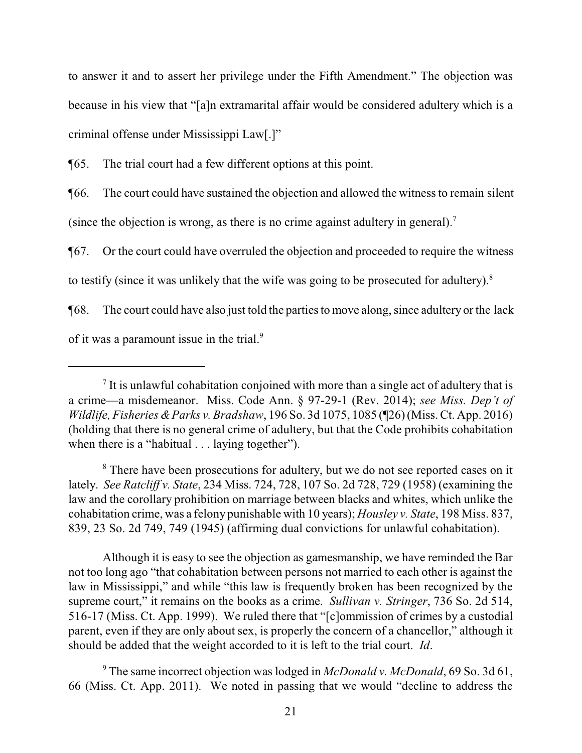to answer it and to assert her privilege under the Fifth Amendment." The objection was because in his view that "[a]n extramarital affair would be considered adultery which is a criminal offense under Mississippi Law[.]"

¶65. The trial court had a few different options at this point.

¶66. The court could have sustained the objection and allowed the witness to remain silent (since the objection is wrong, as there is no crime against adultery in general).[7]

¶67. Or the court could have overruled the objection and proceeded to require the witness to testify (since it was unlikely that the wife was going to be prosecuted for adultery).[8]

¶68. The court could have also just told the parties to move along, since adultery or the lack of it was a paramount issue in the trial.[9]

---

[7] It is unlawful cohabitation conjoined with more than a single act of adultery that is a crime—a misdemeanor. Miss. Code Ann. § 97-29-1 (Rev. 2014); *see Miss. Dep't of Wildlife, Fisheries & Parks v. Bradshaw*, 196 So. 3d 1075, 1085 (¶26) (Miss. Ct. App. 2016) (holding that there is no general crime of adultery, but that the Code prohibits cohabitation when there is a "habitual . . . laying together").

[8] There have been prosecutions for adultery, but we do not see reported cases on it lately. *See Ratcliff v. State*, 234 Miss. 724, 728, 107 So. 2d 728, 729 (1958) (examining the law and the corollary prohibition on marriage between blacks and whites, which unlike the cohabitation crime, was a felony punishable with 10 years); *Housley v. State*, 198 Miss. 837, 839, 23 So. 2d 749, 749 (1945) (affirming dual convictions for unlawful cohabitation).

Although it is easy to see the objection as gamesmanship, we have reminded the Bar not too long ago "that cohabitation between persons not married to each other is against the law in Mississippi," and while "this law is frequently broken has been recognized by the supreme court," it remains on the books as a crime. *Sullivan v. Stringer*, 736 So. 2d 514, 516-17 (Miss. Ct. App. 1999). We ruled there that "[c]ommission of crimes by a custodial parent, even if they are only about sex, is properly the concern of a chancellor," although it should be added that the weight accorded to it is left to the trial court. *Id*.

[9] The same incorrect objection was lodged in *McDonald v. McDonald*, 69 So. 3d 61, 66 (Miss. Ct. App. 2011). We noted in passing that we would "decline to address the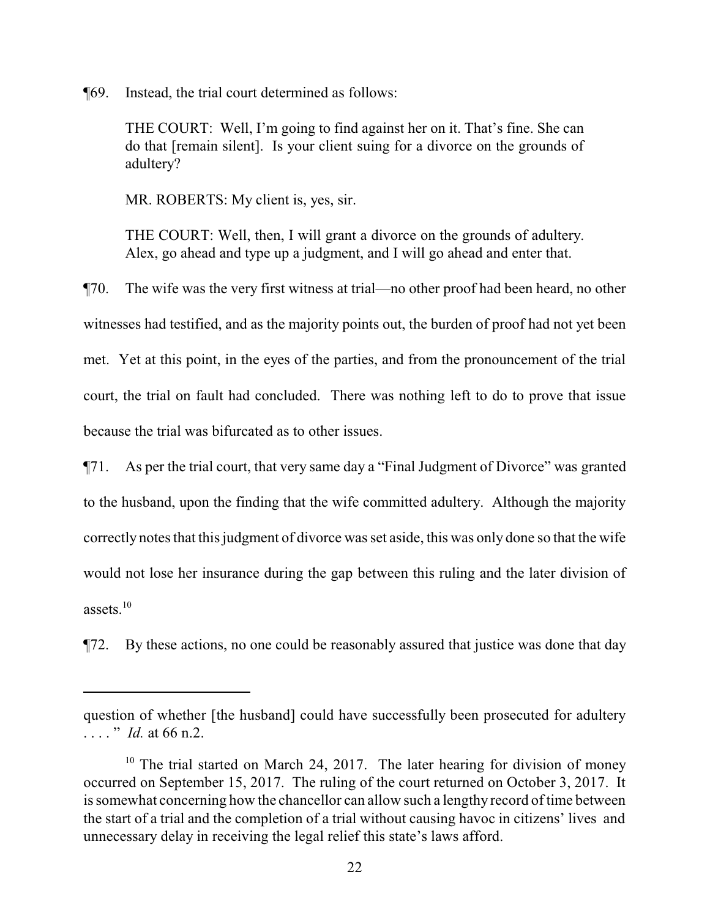¶69. Instead, the trial court determined as follows:

> THE COURT: Well, I'm going to find against her on it. That's fine. She can do that [remain silent]. Is your client suing for a divorce on the grounds of adultery?
>
> MR. ROBERTS: My client is, yes, sir.
>
> THE COURT: Well, then, I will grant a divorce on the grounds of adultery. Alex, go ahead and type up a judgment, and I will go ahead and enter that.

¶70. The wife was the very first witness at trial—no other proof had been heard, no other witnesses had testified, and as the majority points out, the burden of proof had not yet been met. Yet at this point, in the eyes of the parties, and from the pronouncement of the trial court, the trial on fault had concluded. There was nothing left to do to prove that issue because the trial was bifurcated as to other issues.

¶71. As per the trial court, that very same day a "Final Judgment of Divorce" was granted to the husband, upon the finding that the wife committed adultery. Although the majority correctly notes that this judgment of divorce was set aside, this was only done so that the wife would not lose her insurance during the gap between this ruling and the later division of assets.[10]

¶72. By these actions, no one could be reasonably assured that justice was done that day

---

question of whether [the husband] could have successfully been prosecuted for adultery . . . . " *Id.* at 66 n.2.

[10] The trial started on March 24, 2017. The later hearing for division of money occurred on September 15, 2017. The ruling of the court returned on October 3, 2017. It is somewhat concerning how the chancellor can allow such a lengthy record of time between the start of a trial and the completion of a trial without causing havoc in citizens' lives and unnecessary delay in receiving the legal relief this state's laws afford.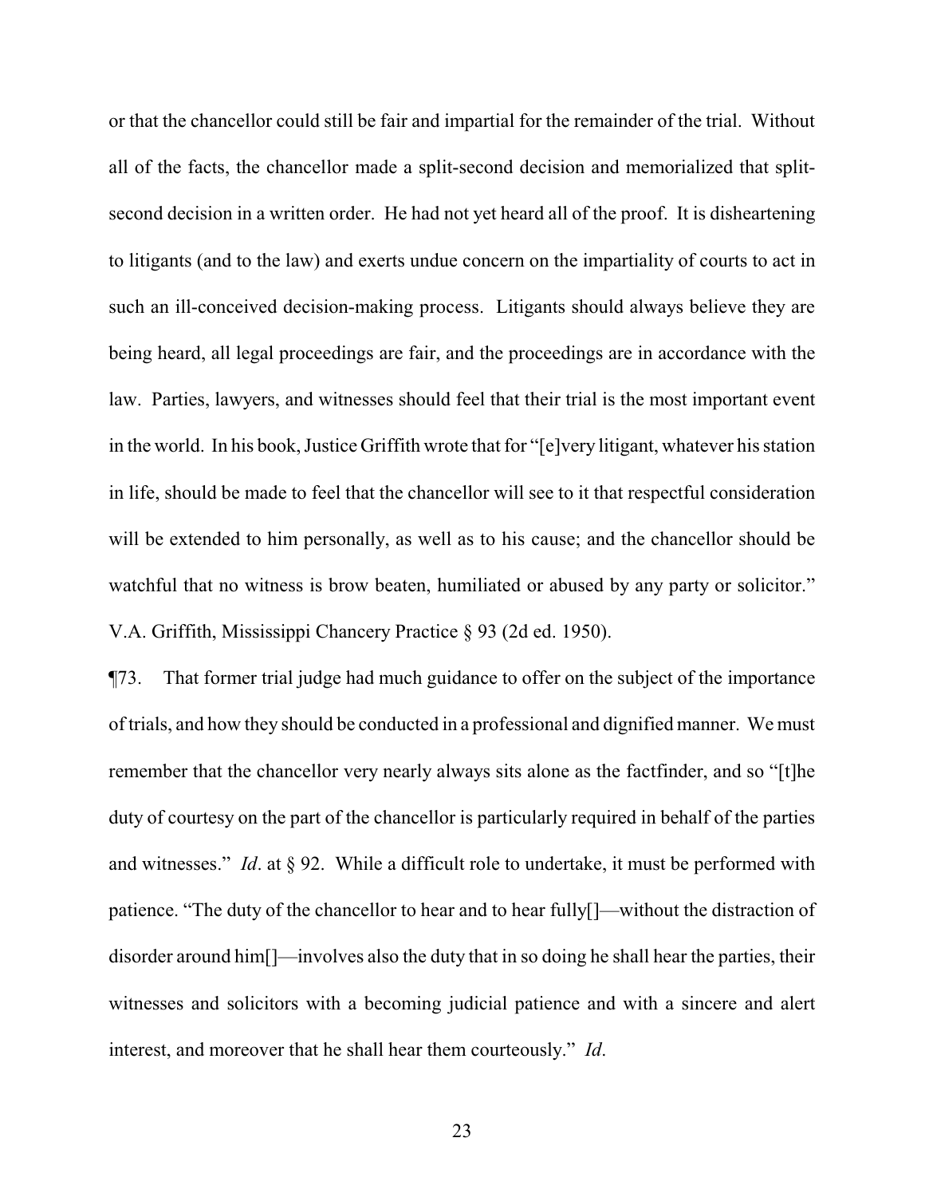or that the chancellor could still be fair and impartial for the remainder of the trial. Without all of the facts, the chancellor made a split-second decision and memorialized that split-second decision in a written order. He had not yet heard all of the proof. It is disheartening to litigants (and to the law) and exerts undue concern on the impartiality of courts to act in such an ill-conceived decision-making process. Litigants should always believe they are being heard, all legal proceedings are fair, and the proceedings are in accordance with the law. Parties, lawyers, and witnesses should feel that their trial is the most important event in the world. In his book, Justice Griffith wrote that for "[e]very litigant, whatever his station in life, should be made to feel that the chancellor will see to it that respectful consideration will be extended to him personally, as well as to his cause; and the chancellor should be watchful that no witness is brow beaten, humiliated or abused by any party or solicitor." V.A. Griffith, Mississippi Chancery Practice § 93 (2d ed. 1950).

¶73. That former trial judge had much guidance to offer on the subject of the importance of trials, and how they should be conducted in a professional and dignified manner. We must remember that the chancellor very nearly always sits alone as the factfinder, and so "[t]he duty of courtesy on the part of the chancellor is particularly required in behalf of the parties and witnesses." *Id*. at § 92. While a difficult role to undertake, it must be performed with patience. "The duty of the chancellor to hear and to hear fully[]—without the distraction of disorder around him[]—involves also the duty that in so doing he shall hear the parties, their witnesses and solicitors with a becoming judicial patience and with a sincere and alert interest, and moreover that he shall hear them courteously." *Id*.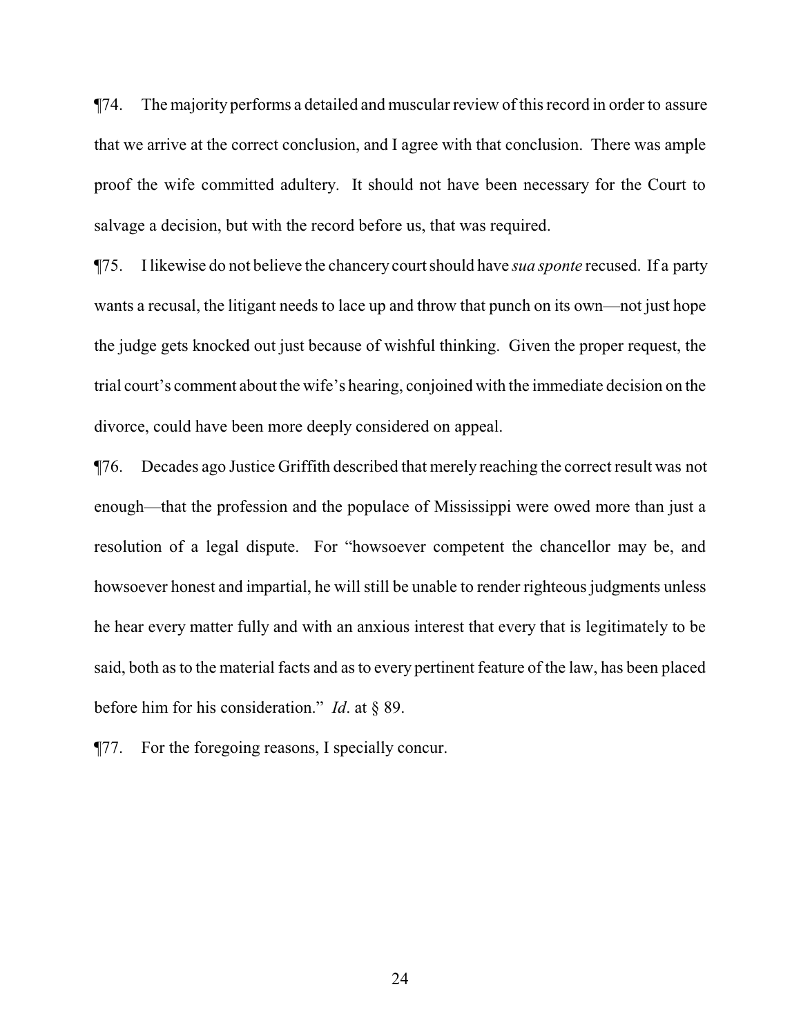¶74. The majority performs a detailed and muscular review of this record in order to assure that we arrive at the correct conclusion, and I agree with that conclusion. There was ample proof the wife committed adultery. It should not have been necessary for the Court to salvage a decision, but with the record before us, that was required.

¶75. I likewise do not believe the chancery court should have *sua sponte* recused. If a party wants a recusal, the litigant needs to lace up and throw that punch on its own—not just hope the judge gets knocked out just because of wishful thinking. Given the proper request, the trial court's comment about the wife's hearing, conjoined with the immediate decision on the divorce, could have been more deeply considered on appeal.

¶76. Decades ago Justice Griffith described that merely reaching the correct result was not enough—that the profession and the populace of Mississippi were owed more than just a resolution of a legal dispute. For "howsoever competent the chancellor may be, and howsoever honest and impartial, he will still be unable to render righteous judgments unless he hear every matter fully and with an anxious interest that every that is legitimately to be said, both as to the material facts and as to every pertinent feature of the law, has been placed before him for his consideration." *Id*. at § 89.

¶77. For the foregoing reasons, I specially concur.